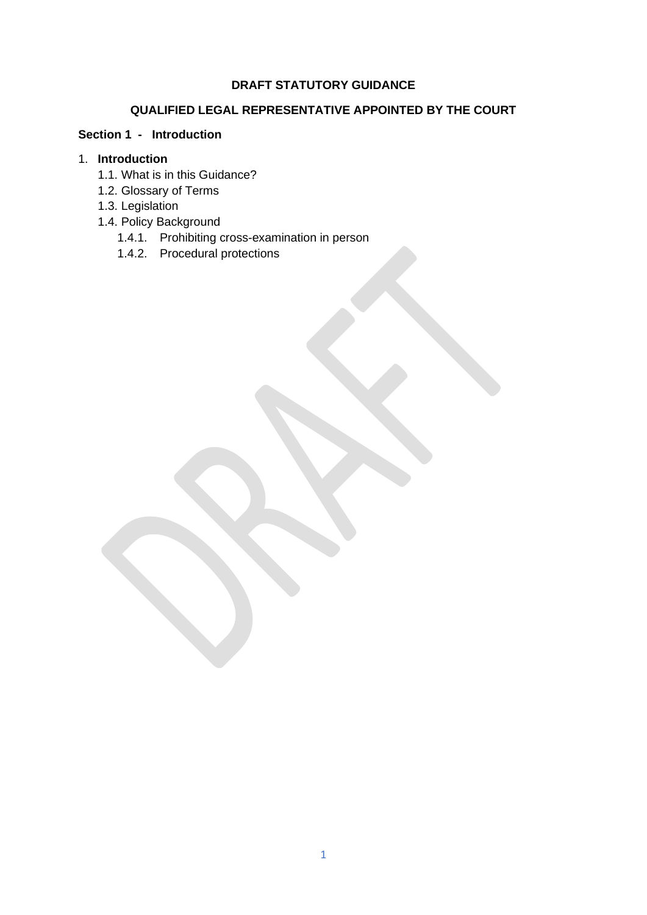**DRAFT STATUTORY GUIDANCE**

**QUALIFIED LEGAL REPRESENTATIVE APPOINTED BY THE COURT**

**Section 1 - Introduction**

1. **Introduction**
   - 1.1. What is in this Guidance?
   - 1.2. Glossary of Terms
   - 1.3. Legislation
   - 1.4. Policy Background
     - 1.4.1. Prohibiting cross-examination in person
     - 1.4.2. Procedural protections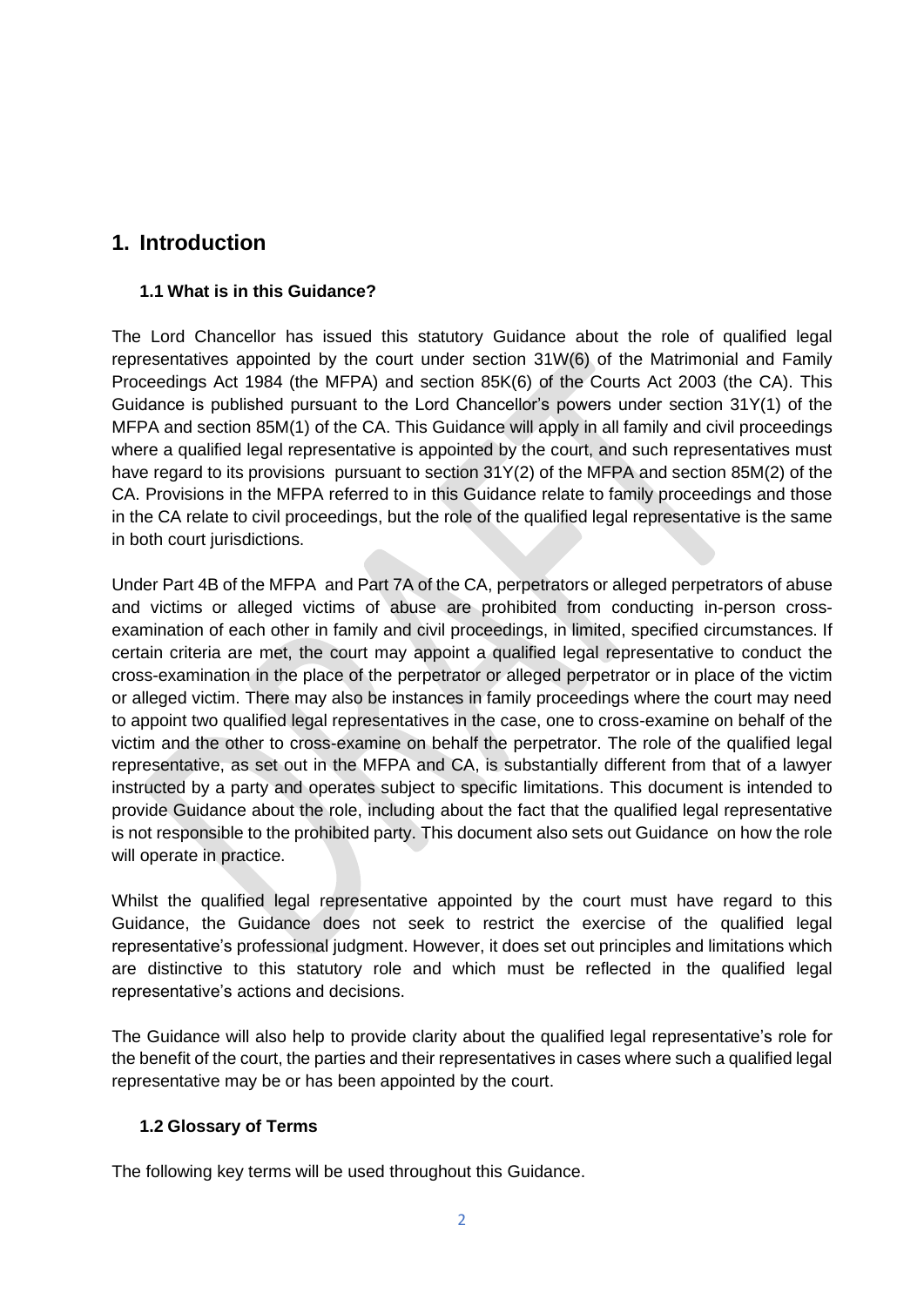# 1. Introduction

### 1.1 What is in this Guidance?

The Lord Chancellor has issued this statutory Guidance about the role of qualified legal representatives appointed by the court under section 31W(6) of the Matrimonial and Family Proceedings Act 1984 (the MFPA) and section 85K(6) of the Courts Act 2003 (the CA). This Guidance is published pursuant to the Lord Chancellor's powers under section 31Y(1) of the MFPA and section 85M(1) of the CA. This Guidance will apply in all family and civil proceedings where a qualified legal representative is appointed by the court, and such representatives must have regard to its provisions pursuant to section 31Y(2) of the MFPA and section 85M(2) of the CA. Provisions in the MFPA referred to in this Guidance relate to family proceedings and those in the CA relate to civil proceedings, but the role of the qualified legal representative is the same in both court jurisdictions.

Under Part 4B of the MFPA and Part 7A of the CA, perpetrators or alleged perpetrators of abuse and victims or alleged victims of abuse are prohibited from conducting in-person cross-examination of each other in family and civil proceedings, in limited, specified circumstances. If certain criteria are met, the court may appoint a qualified legal representative to conduct the cross-examination in the place of the perpetrator or alleged perpetrator or in place of the victim or alleged victim. There may also be instances in family proceedings where the court may need to appoint two qualified legal representatives in the case, one to cross-examine on behalf of the victim and the other to cross-examine on behalf the perpetrator. The role of the qualified legal representative, as set out in the MFPA and CA, is substantially different from that of a lawyer instructed by a party and operates subject to specific limitations. This document is intended to provide Guidance about the role, including about the fact that the qualified legal representative is not responsible to the prohibited party. This document also sets out Guidance on how the role will operate in practice.

Whilst the qualified legal representative appointed by the court must have regard to this Guidance, the Guidance does not seek to restrict the exercise of the qualified legal representative's professional judgment. However, it does set out principles and limitations which are distinctive to this statutory role and which must be reflected in the qualified legal representative's actions and decisions.

The Guidance will also help to provide clarity about the qualified legal representative's role for the benefit of the court, the parties and their representatives in cases where such a qualified legal representative may be or has been appointed by the court.

### 1.2 Glossary of Terms

The following key terms will be used throughout this Guidance.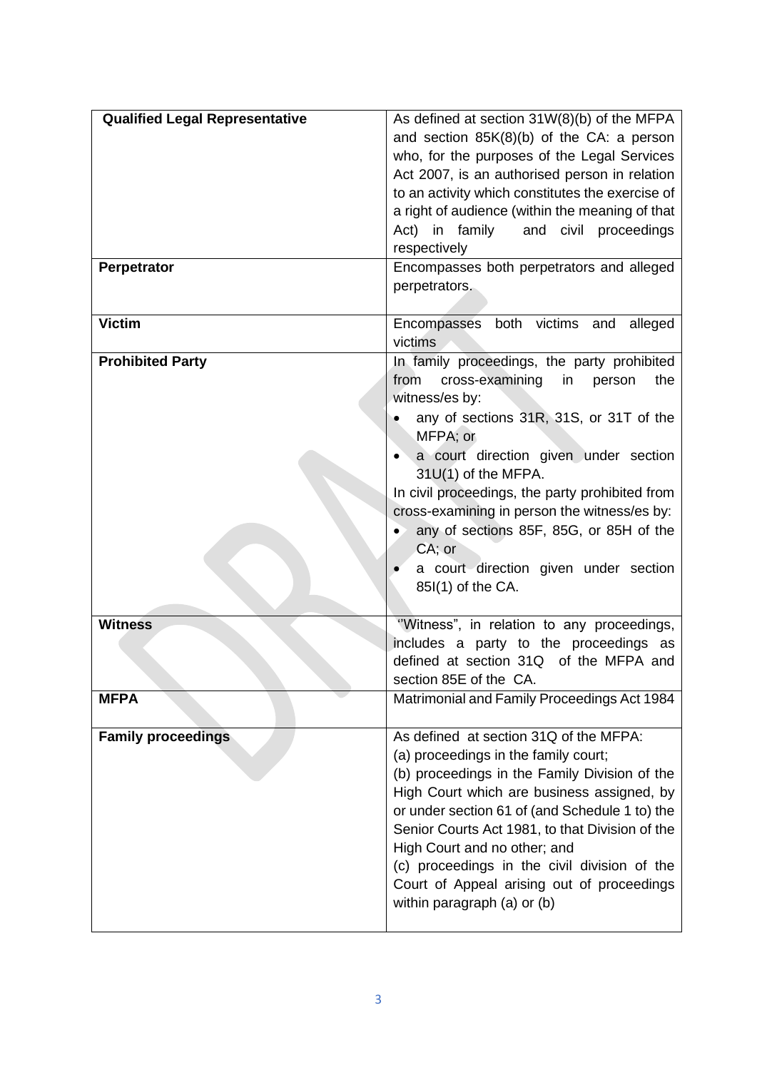| | |
|---|---|
| **Qualified Legal Representative** | As defined at section 31W(8)(b) of the MFPA and section 85K(8)(b) of the CA: a person who, for the purposes of the Legal Services Act 2007, is an authorised person in relation to an activity which constitutes the exercise of a right of audience (within the meaning of that Act) in family and civil proceedings respectively |
| **Perpetrator** | Encompasses both perpetrators and alleged perpetrators. |
| **Victim** | Encompasses both victims and alleged victims |
| **Prohibited Party** | In family proceedings, the party prohibited from cross-examining in person the witness/es by:<br>• any of sections 31R, 31S, or 31T of the MFPA; or<br>• a court direction given under section 31U(1) of the MFPA.<br>In civil proceedings, the party prohibited from cross-examining in person the witness/es by:<br>• any of sections 85F, 85G, or 85H of the CA; or<br>• a court direction given under section 85I(1) of the CA. |
| **Witness** | "Witness", in relation to any proceedings, includes a party to the proceedings as defined at section 31Q of the MFPA and section 85E of the CA. |
| **MFPA** | Matrimonial and Family Proceedings Act 1984 |
| **Family proceedings** | As defined at section 31Q of the MFPA:<br>(a) proceedings in the family court;<br>(b) proceedings in the Family Division of the High Court which are business assigned, by or under section 61 of (and Schedule 1 to) the Senior Courts Act 1981, to that Division of the High Court and no other; and<br>(c) proceedings in the civil division of the Court of Appeal arising out of proceedings within paragraph (a) or (b) |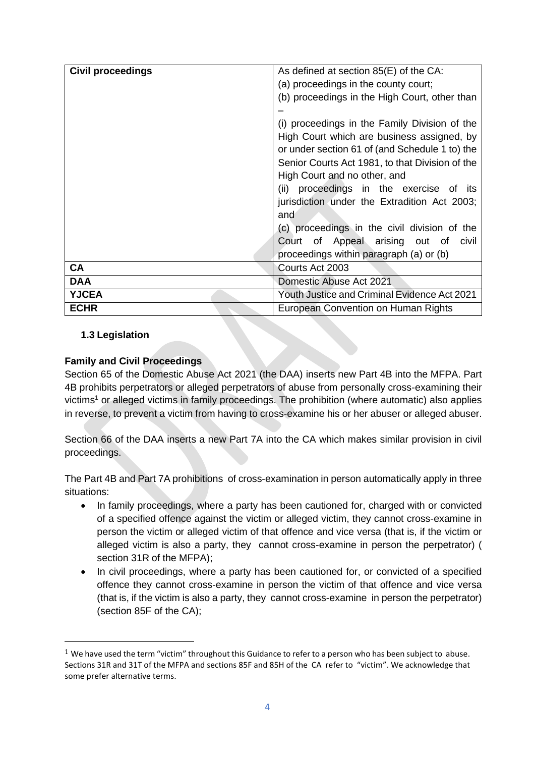| Civil proceedings | As defined at section 85(E) of the CA:<br>(a) proceedings in the county court;<br>(b) proceedings in the High Court, other than –<br>(i) proceedings in the Family Division of the High Court which are business assigned, by or under section 61 of (and Schedule 1 to) the Senior Courts Act 1981, to that Division of the High Court and no other, and<br>(ii) proceedings in the exercise of its jurisdiction under the Extradition Act 2003; and<br>(c) proceedings in the civil division of the Court of Appeal arising out of civil proceedings within paragraph (a) or (b) |
|---|---|
| **CA** | Courts Act 2003 |
| **DAA** | Domestic Abuse Act 2021 |
| **YJCEA** | Youth Justice and Criminal Evidence Act 2021 |
| **ECHR** | European Convention on Human Rights |

### 1.3 Legislation

**Family and Civil Proceedings**

Section 65 of the Domestic Abuse Act 2021 (the DAA) inserts new Part 4B into the MFPA. Part 4B prohibits perpetrators or alleged perpetrators of abuse from personally cross-examining their victims[1] or alleged victims in family proceedings. The prohibition (where automatic) also applies in reverse, to prevent a victim from having to cross-examine his or her abuser or alleged abuser.

Section 66 of the DAA inserts a new Part 7A into the CA which makes similar provision in civil proceedings.

The Part 4B and Part 7A prohibitions of cross-examination in person automatically apply in three situations:

- In family proceedings, where a party has been cautioned for, charged with or convicted of a specified offence against the victim or alleged victim, they cannot cross-examine in person the victim or alleged victim of that offence and vice versa (that is, if the victim or alleged victim is also a party, they cannot cross-examine in person the perpetrator) ( section 31R of the MFPA);
- In civil proceedings, where a party has been cautioned for, or convicted of a specified offence they cannot cross-examine in person the victim of that offence and vice versa (that is, if the victim is also a party, they cannot cross-examine in person the perpetrator) (section 85F of the CA);

[1] We have used the term "victim" throughout this Guidance to refer to a person who has been subject to abuse. Sections 31R and 31T of the MFPA and sections 85F and 85H of the CA refer to "victim". We acknowledge that some prefer alternative terms.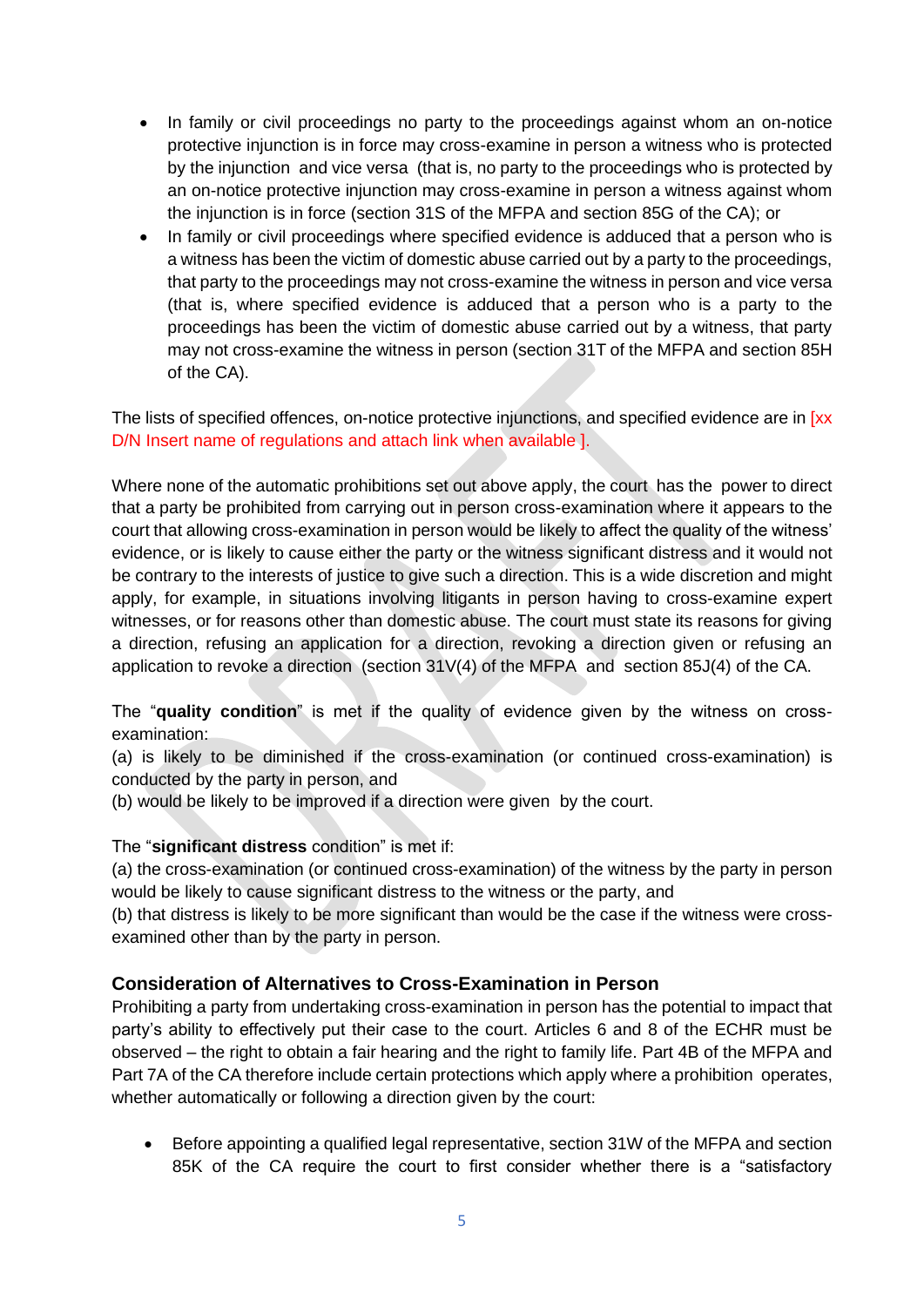- In family or civil proceedings no party to the proceedings against whom an on-notice protective injunction is in force may cross-examine in person a witness who is protected by the injunction and vice versa (that is, no party to the proceedings who is protected by an on-notice protective injunction may cross-examine in person a witness against whom the injunction is in force (section 31S of the MFPA and section 85G of the CA); or
- In family or civil proceedings where specified evidence is adduced that a person who is a witness has been the victim of domestic abuse carried out by a party to the proceedings, that party to the proceedings may not cross-examine the witness in person and vice versa (that is, where specified evidence is adduced that a person who is a party to the proceedings has been the victim of domestic abuse carried out by a witness, that party may not cross-examine the witness in person (section 31T of the MFPA and section 85H of the CA).

The lists of specified offences, on-notice protective injunctions, and specified evidence are in [xx D/N Insert name of regulations and attach link when available ].

Where none of the automatic prohibitions set out above apply, the court has the power to direct that a party be prohibited from carrying out in person cross-examination where it appears to the court that allowing cross-examination in person would be likely to affect the quality of the witness' evidence, or is likely to cause either the party or the witness significant distress and it would not be contrary to the interests of justice to give such a direction. This is a wide discretion and might apply, for example, in situations involving litigants in person having to cross-examine expert witnesses, or for reasons other than domestic abuse. The court must state its reasons for giving a direction, refusing an application for a direction, revoking a direction given or refusing an application to revoke a direction (section 31V(4) of the MFPA and section 85J(4) of the CA.

The "**quality condition**" is met if the quality of evidence given by the witness on cross-examination:
(a) is likely to be diminished if the cross-examination (or continued cross-examination) is conducted by the party in person, and
(b) would be likely to be improved if a direction were given by the court.

The "**significant distress** condition" is met if:
(a) the cross-examination (or continued cross-examination) of the witness by the party in person would be likely to cause significant distress to the witness or the party, and
(b) that distress is likely to be more significant than would be the case if the witness were cross-examined other than by the party in person.

### Consideration of Alternatives to Cross-Examination in Person

Prohibiting a party from undertaking cross-examination in person has the potential to impact that party's ability to effectively put their case to the court. Articles 6 and 8 of the ECHR must be observed – the right to obtain a fair hearing and the right to family life. Part 4B of the MFPA and Part 7A of the CA therefore include certain protections which apply where a prohibition operates, whether automatically or following a direction given by the court:

- Before appointing a qualified legal representative, section 31W of the MFPA and section 85K of the CA require the court to first consider whether there is a "satisfactory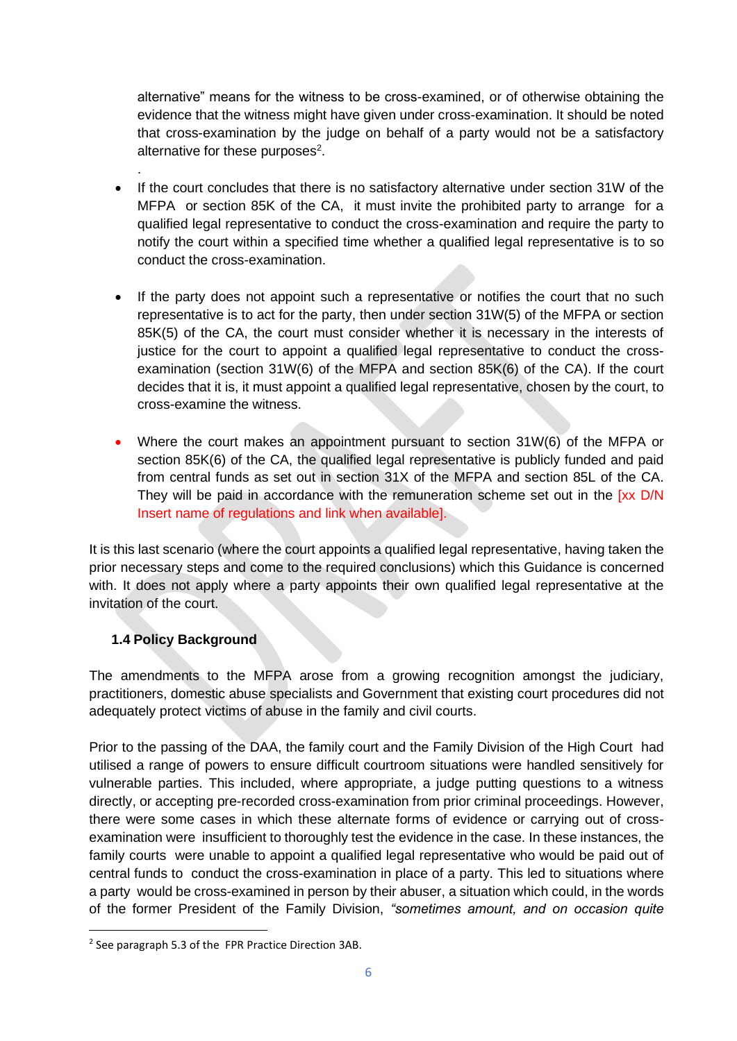alternative" means for the witness to be cross-examined, or of otherwise obtaining the evidence that the witness might have given under cross-examination. It should be noted that cross-examination by the judge on behalf of a party would not be a satisfactory alternative for these purposes[2].

- If the court concludes that there is no satisfactory alternative under section 31W of the MFPA or section 85K of the CA, it must invite the prohibited party to arrange for a qualified legal representative to conduct the cross-examination and require the party to notify the court within a specified time whether a qualified legal representative is to so conduct the cross-examination.

- If the party does not appoint such a representative or notifies the court that no such representative is to act for the party, then under section 31W(5) of the MFPA or section 85K(5) of the CA, the court must consider whether it is necessary in the interests of justice for the court to appoint a qualified legal representative to conduct the cross-examination (section 31W(6) of the MFPA and section 85K(6) of the CA). If the court decides that it is, it must appoint a qualified legal representative, chosen by the court, to cross-examine the witness.

- Where the court makes an appointment pursuant to section 31W(6) of the MFPA or section 85K(6) of the CA, the qualified legal representative is publicly funded and paid from central funds as set out in section 31X of the MFPA and section 85L of the CA. They will be paid in accordance with the remuneration scheme set out in the [xx D/N Insert name of regulations and link when available].

It is this last scenario (where the court appoints a qualified legal representative, having taken the prior necessary steps and come to the required conclusions) which this Guidance is concerned with. It does not apply where a party appoints their own qualified legal representative at the invitation of the court.

### 1.4 Policy Background

The amendments to the MFPA arose from a growing recognition amongst the judiciary, practitioners, domestic abuse specialists and Government that existing court procedures did not adequately protect victims of abuse in the family and civil courts.

Prior to the passing of the DAA, the family court and the Family Division of the High Court had utilised a range of powers to ensure difficult courtroom situations were handled sensitively for vulnerable parties. This included, where appropriate, a judge putting questions to a witness directly, or accepting pre-recorded cross-examination from prior criminal proceedings. However, there were some cases in which these alternate forms of evidence or carrying out of cross-examination were insufficient to thoroughly test the evidence in the case. In these instances, the family courts were unable to appoint a qualified legal representative who would be paid out of central funds to conduct the cross-examination in place of a party. This led to situations where a party would be cross-examined in person by their abuser, a situation which could, in the words of the former President of the Family Division, *"sometimes amount, and on occasion quite*

[2] See paragraph 5.3 of the FPR Practice Direction 3AB.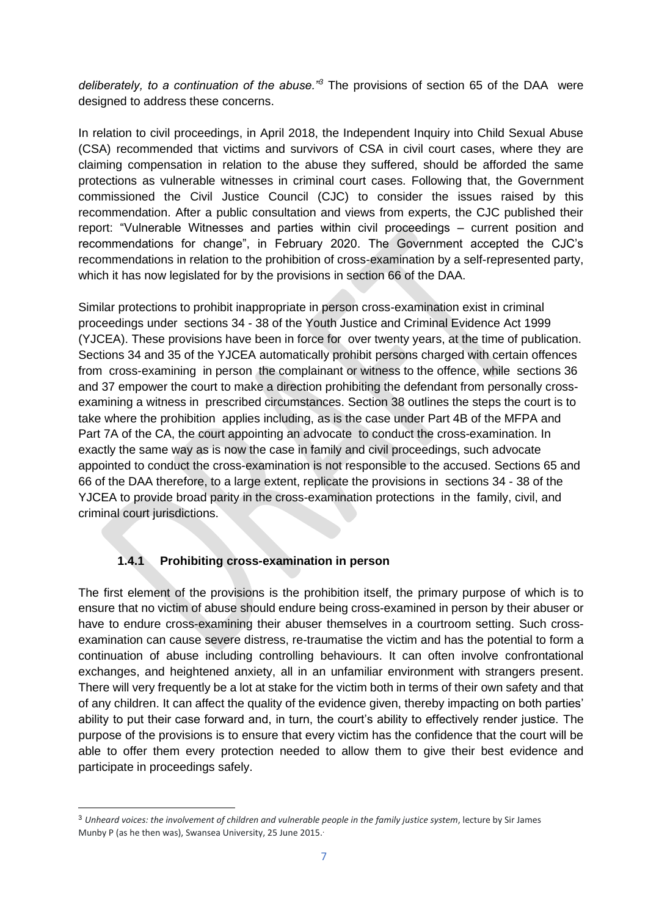*deliberately, to a continuation of the abuse."*[3] The provisions of section 65 of the DAA were designed to address these concerns.

In relation to civil proceedings, in April 2018, the Independent Inquiry into Child Sexual Abuse (CSA) recommended that victims and survivors of CSA in civil court cases, where they are claiming compensation in relation to the abuse they suffered, should be afforded the same protections as vulnerable witnesses in criminal court cases. Following that, the Government commissioned the Civil Justice Council (CJC) to consider the issues raised by this recommendation. After a public consultation and views from experts, the CJC published their report: "Vulnerable Witnesses and parties within civil proceedings – current position and recommendations for change", in February 2020. The Government accepted the CJC's recommendations in relation to the prohibition of cross-examination by a self-represented party, which it has now legislated for by the provisions in section 66 of the DAA.

Similar protections to prohibit inappropriate in person cross-examination exist in criminal proceedings under sections 34 - 38 of the Youth Justice and Criminal Evidence Act 1999 (YJCEA). These provisions have been in force for over twenty years, at the time of publication. Sections 34 and 35 of the YJCEA automatically prohibit persons charged with certain offences from cross-examining in person the complainant or witness to the offence, while sections 36 and 37 empower the court to make a direction prohibiting the defendant from personally cross-examining a witness in prescribed circumstances. Section 38 outlines the steps the court is to take where the prohibition applies including, as is the case under Part 4B of the MFPA and Part 7A of the CA, the court appointing an advocate to conduct the cross-examination. In exactly the same way as is now the case in family and civil proceedings, such advocate appointed to conduct the cross-examination is not responsible to the accused. Sections 65 and 66 of the DAA therefore, to a large extent, replicate the provisions in sections 34 - 38 of the YJCEA to provide broad parity in the cross-examination protections in the family, civil, and criminal court jurisdictions.

### 1.4.1 Prohibiting cross-examination in person

The first element of the provisions is the prohibition itself, the primary purpose of which is to ensure that no victim of abuse should endure being cross-examined in person by their abuser or have to endure cross-examining their abuser themselves in a courtroom setting. Such cross-examination can cause severe distress, re-traumatise the victim and has the potential to form a continuation of abuse including controlling behaviours. It can often involve confrontational exchanges, and heightened anxiety, all in an unfamiliar environment with strangers present. There will very frequently be a lot at stake for the victim both in terms of their own safety and that of any children. It can affect the quality of the evidence given, thereby impacting on both parties' ability to put their case forward and, in turn, the court's ability to effectively render justice. The purpose of the provisions is to ensure that every victim has the confidence that the court will be able to offer them every protection needed to allow them to give their best evidence and participate in proceedings safely.

---

[3] *Unheard voices: the involvement of children and vulnerable people in the family justice system*, lecture by Sir James Munby P (as he then was), Swansea University, 25 June 2015.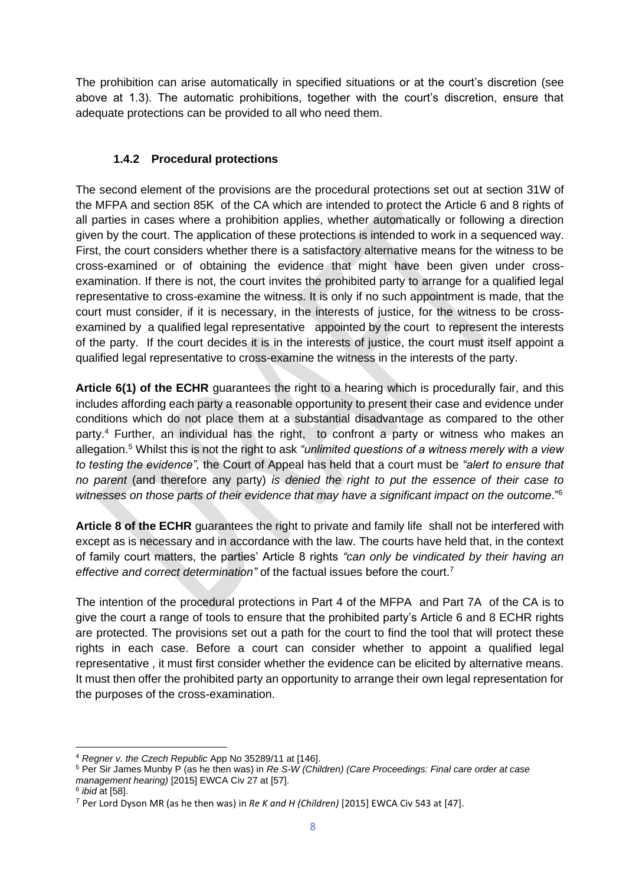The prohibition can arise automatically in specified situations or at the court's discretion (see above at 1.3). The automatic prohibitions, together with the court's discretion, ensure that adequate protections can be provided to all who need them.

### 1.4.2 Procedural protections

The second element of the provisions are the procedural protections set out at section 31W of the MFPA and section 85K of the CA which are intended to protect the Article 6 and 8 rights of all parties in cases where a prohibition applies, whether automatically or following a direction given by the court. The application of these protections is intended to work in a sequenced way. First, the court considers whether there is a satisfactory alternative means for the witness to be cross-examined or of obtaining the evidence that might have been given under cross-examination. If there is not, the court invites the prohibited party to arrange for a qualified legal representative to cross-examine the witness. It is only if no such appointment is made, that the court must consider, if it is necessary, in the interests of justice, for the witness to be cross-examined by a qualified legal representative appointed by the court to represent the interests of the party. If the court decides it is in the interests of justice, the court must itself appoint a qualified legal representative to cross-examine the witness in the interests of the party.

**Article 6(1) of the ECHR** guarantees the right to a hearing which is procedurally fair, and this includes affording each party a reasonable opportunity to present their case and evidence under conditions which do not place them at a substantial disadvantage as compared to the other party.[4] Further, an individual has the right, to confront a party or witness who makes an allegation.[5] Whilst this is not the right to ask *"unlimited questions of a witness merely with a view to testing the evidence",* the Court of Appeal has held that a court must be *"alert to ensure that no parent* (and therefore any party) *is denied the right to put the essence of their case to witnesses on those parts of their evidence that may have a significant impact on the outcome*."[6]

**Article 8 of the ECHR** guarantees the right to private and family life shall not be interfered with except as is necessary and in accordance with the law. The courts have held that, in the context of family court matters, the parties' Article 8 rights *"can only be vindicated by their having an effective and correct determination"* of the factual issues before the court.[7]

The intention of the procedural protections in Part 4 of the MFPA and Part 7A of the CA is to give the court a range of tools to ensure that the prohibited party's Article 6 and 8 ECHR rights are protected. The provisions set out a path for the court to find the tool that will protect these rights in each case. Before a court can consider whether to appoint a qualified legal representative , it must first consider whether the evidence can be elicited by alternative means. It must then offer the prohibited party an opportunity to arrange their own legal representation for the purposes of the cross-examination.

---

[4] *Regner v. the Czech Republic* App No 35289/11 at [146].

[5] Per Sir James Munby P (as he then was) in *Re S-W (Children) (Care Proceedings: Final care order at case management hearing)* [2015] EWCA Civ 27 at [57].

[6] *ibid* at [58].

[7] Per Lord Dyson MR (as he then was) in *Re K and H (Children)* [2015] EWCA Civ 543 at [47].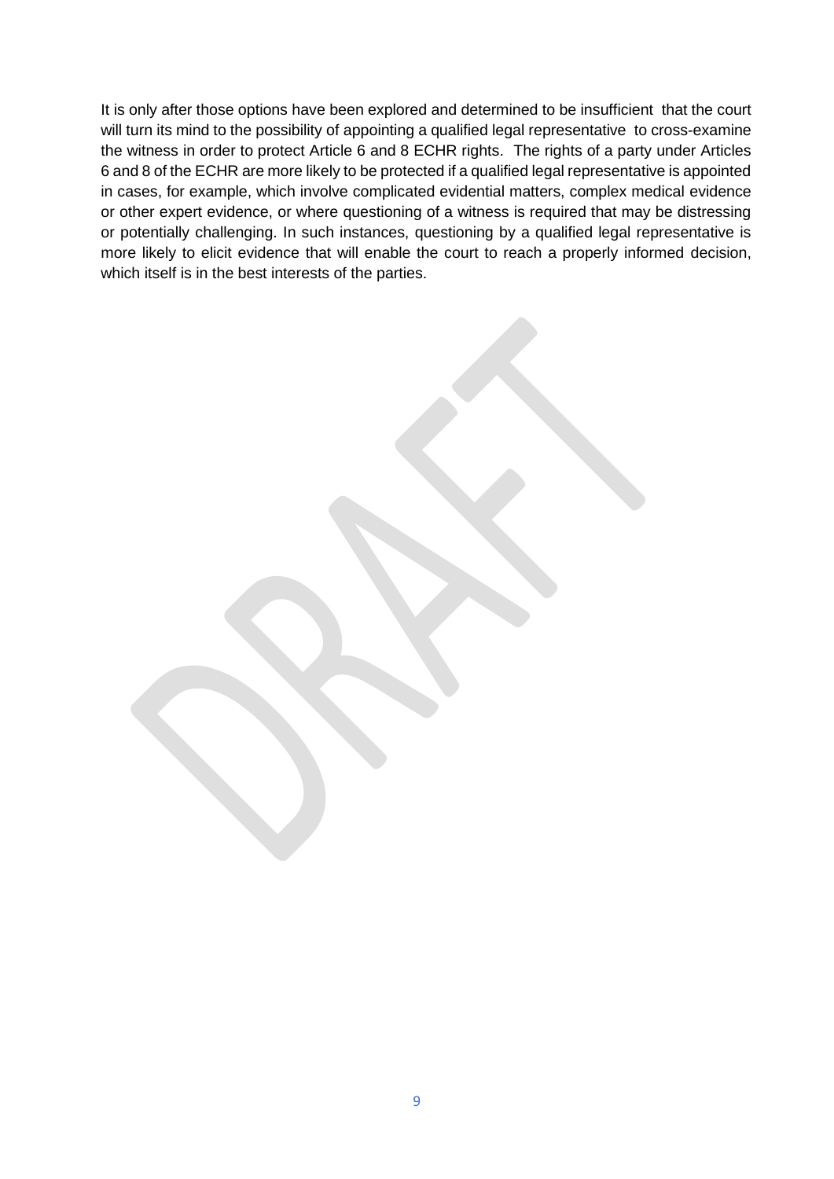It is only after those options have been explored and determined to be insufficient that the court will turn its mind to the possibility of appointing a qualified legal representative to cross-examine the witness in order to protect Article 6 and 8 ECHR rights. The rights of a party under Articles 6 and 8 of the ECHR are more likely to be protected if a qualified legal representative is appointed in cases, for example, which involve complicated evidential matters, complex medical evidence or other expert evidence, or where questioning of a witness is required that may be distressing or potentially challenging. In such instances, questioning by a qualified legal representative is more likely to elicit evidence that will enable the court to reach a properly informed decision, which itself is in the best interests of the parties.